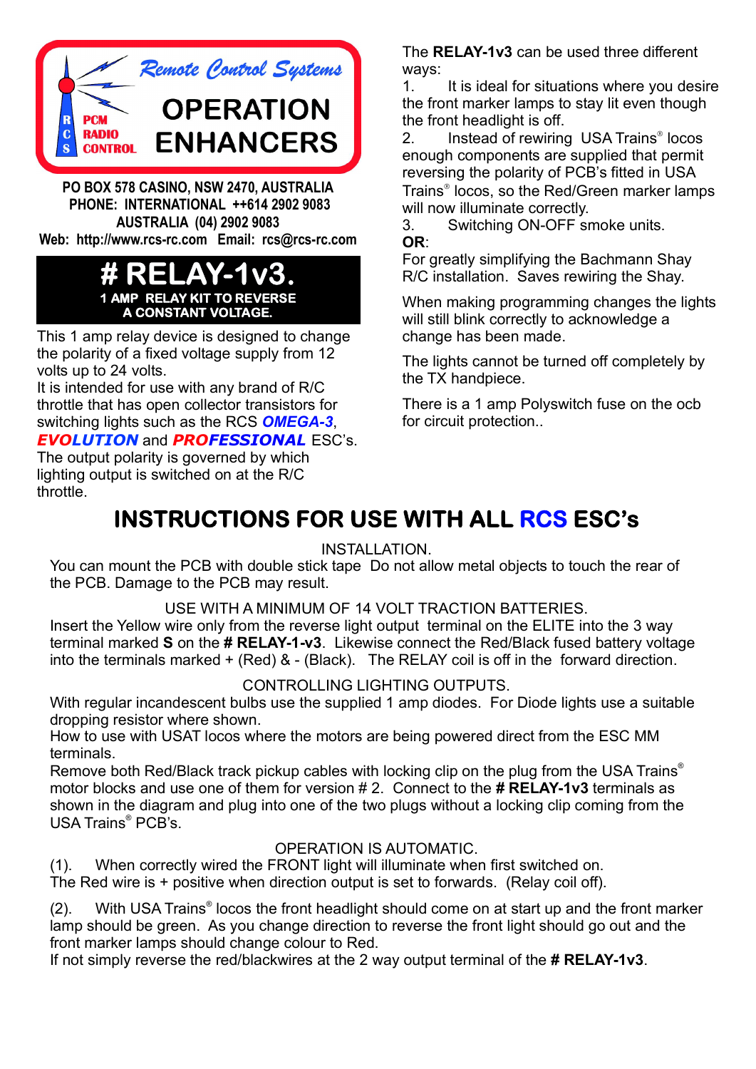Remote Control Systems

RCS PCM RADIO CONTROL

# OPERATION ENHANCERS

**PO BOX 578 CASINO, NSW 2470, AUSTRALIA**
**PHONE: INTERNATIONAL ++614 2902 9083**
**AUSTRALIA (04) 2902 9083**
**Web: http://www.rcs-rc.com Email: rcs@rcs-rc.com**

# # RELAY-1v3.

**1 AMP RELAY KIT TO REVERSE A CONSTANT VOLTAGE.**

This 1 amp relay device is designed to change the polarity of a fixed voltage supply from 12 volts up to 24 volts.
It is intended for use with any brand of R/C throttle that has open collector transistors for switching lights such as the RCS ***OMEGA-3***, ***EVOLUTION*** and ***PROFESSIONAL*** ESC's.
The output polarity is governed by which lighting output is switched on at the R/C throttle.

The **RELAY-1v3** can be used three different ways:

1. It is ideal for situations where you desire the front marker lamps to stay lit even though the front headlight is off.
2. Instead of rewiring USA Trains® locos enough components are supplied that permit reversing the polarity of PCB's fitted in USA Trains® locos, so the Red/Green marker lamps will now illuminate correctly.
3. Switching ON-OFF smoke units.

**OR**:
For greatly simplifying the Bachmann Shay R/C installation. Saves rewiring the Shay.

When making programming changes the lights will still blink correctly to acknowledge a change has been made.

The lights cannot be turned off completely by the TX handpiece.

There is a 1 amp Polyswitch fuse on the ocb for circuit protection..

## INSTRUCTIONS FOR USE WITH ALL RCS ESC's

INSTALLATION.

You can mount the PCB with double stick tape Do not allow metal objects to touch the rear of the PCB. Damage to the PCB may result.

USE WITH A MINIMUM OF 14 VOLT TRACTION BATTERIES.

Insert the Yellow wire only from the reverse light output terminal on the ELITE into the 3 way terminal marked **S** on the **# RELAY-1-v3**. Likewise connect the Red/Black fused battery voltage into the terminals marked + (Red) & - (Black). The RELAY coil is off in the forward direction.

CONTROLLING LIGHTING OUTPUTS.

With regular incandescent bulbs use the supplied 1 amp diodes. For Diode lights use a suitable dropping resistor where shown.
How to use with USAT locos where the motors are being powered direct from the ESC MM terminals.
Remove both Red/Black track pickup cables with locking clip on the plug from the USA Trains® motor blocks and use one of them for version # 2. Connect to the **# RELAY-1v3** terminals as shown in the diagram and plug into one of the two plugs without a locking clip coming from the USA Trains® PCB's.

OPERATION IS AUTOMATIC.

(1). When correctly wired the FRONT light will illuminate when first switched on.
The Red wire is + positive when direction output is set to forwards. (Relay coil off).

(2). With USA Trains® locos the front headlight should come on at start up and the front marker lamp should be green. As you change direction to reverse the front light should go out and the front marker lamps should change colour to Red.
If not simply reverse the red/blackwires at the 2 way output terminal of the **# RELAY-1v3**.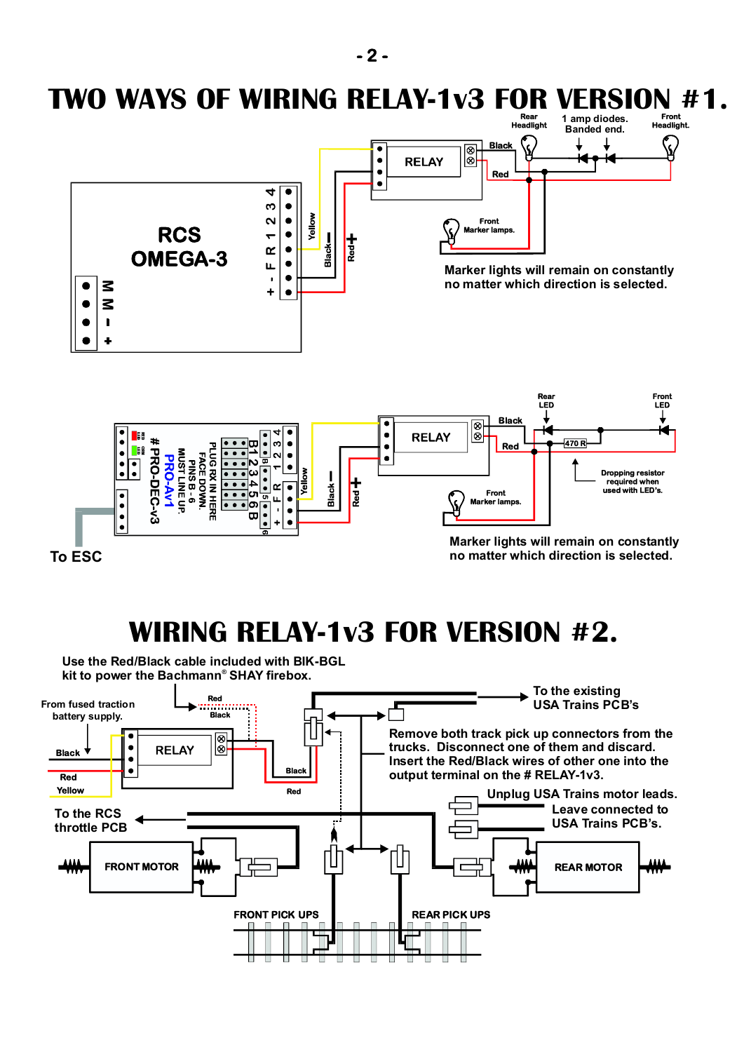# TWO WAYS OF WIRING RELAY-1v3 FOR VERSION #1.

RCS OMEGA-3

RELAY

Rear Headlight

1 amp diodes. Banded end.

Front Headlight.

Black

Red

Yellow

Black

Red

Front Marker lamps.

Marker lights will remain on constantly no matter which direction is selected.

# PRO-DEC-v3

PRO-Av1

PLUG RX IN HERE FACE DOWN. PINS B - 6 MUST LINE UP.

To ESC

RELAY

Rear LED

Front LED

Black

Red

470 R

Dropping resistor required when used with LED's.

Yellow

Black

Red

Front Marker lamps.

Marker lights will remain on constantly no matter which direction is selected.

# WIRING RELAY-1v3 FOR VERSION #2.

Use the Red/Black cable included with BIK-BGL kit to power the Bachmann® SHAY firebox.

From fused traction battery supply.

Red

Black

RELAY

Black

Red

Yellow

Black

Red

To the existing USA Trains PCB's

Remove both track pick up connectors from the trucks. Disconnect one of them and discard. Insert the Red/Black wires of other one into the output terminal on the # RELAY-1v3.

Unplug USA Trains motor leads. Leave connected to USA Trains PCB's.

To the RCS throttle PCB

FRONT MOTOR

REAR MOTOR

FRONT PICK UPS

REAR PICK UPS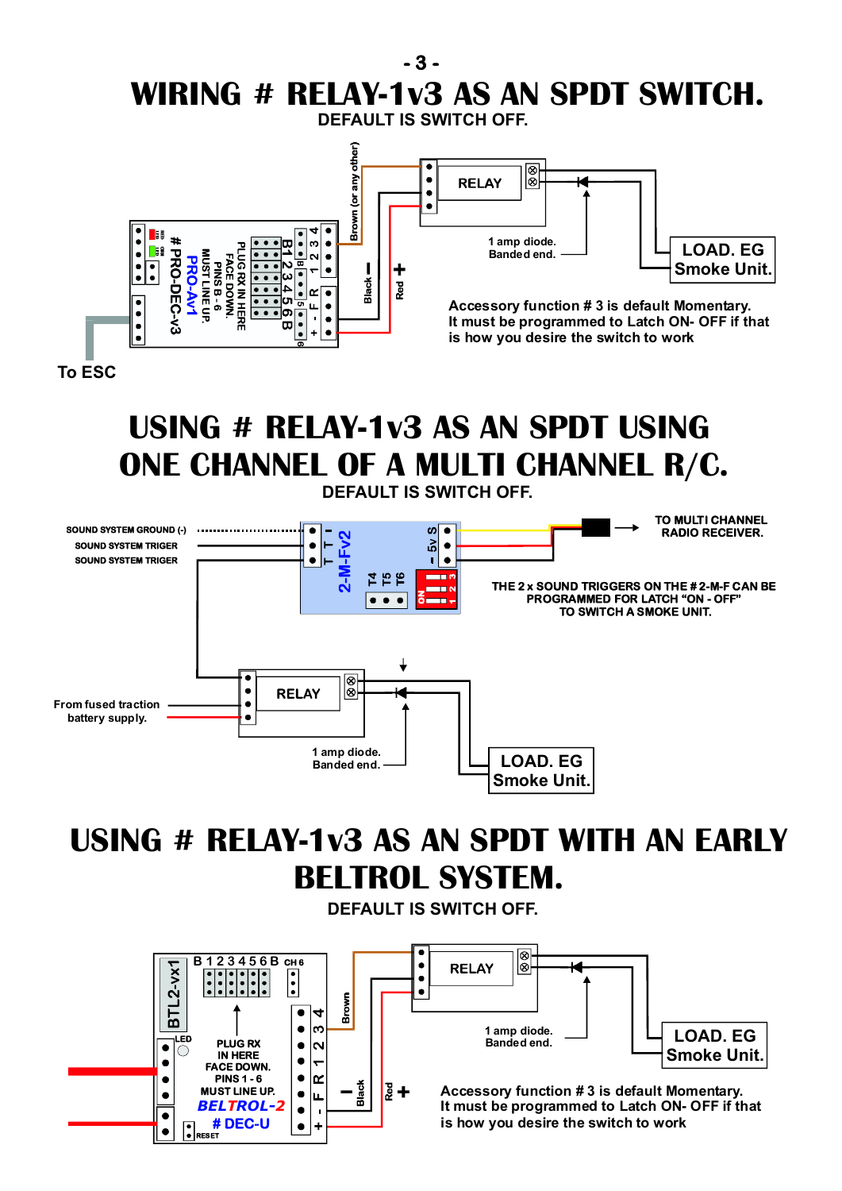# WIRING # RELAY-1v3 AS AN SPDT SWITCH.

DEFAULT IS SWITCH OFF.

Brown (or any other)

RELAY

1 amp diode.
Banded end.

LOAD. EG
Smoke Unit.

Black –

Red +

B1 2 3 4 5 6 B

PLUG RX IN HERE
FACE DOWN.
PINS B - 6
MUST LINE UP.

PRO-Av1

# PRO-DEC-v3

To ESC

Accessory function # 3 is default Momentary.
It must be programmed to Latch ON- OFF if that
is how you desire the switch to work

# USING # RELAY-1v3 AS AN SPDT USING ONE CHANNEL OF A MULTI CHANNEL R/C.

DEFAULT IS SWITCH OFF.

SOUND SYSTEM GROUND (-)
SOUND SYSTEM TRIGER
SOUND SYSTEM TRIGER

2-M-Fv2

T4 T5 T6

– 5v S

TO MULTI CHANNEL
RADIO RECEIVER.

THE 2 x SOUND TRIGGERS ON THE # 2-M-F CAN BE
PROGRAMMED FOR LATCH "ON - OFF"
TO SWITCH A SMOKE UNIT.

RELAY

From fused traction
battery supply.

1 amp diode.
Banded end.

LOAD. EG
Smoke Unit.

# USING # RELAY-1v3 AS AN SPDT WITH AN EARLY BELTROL SYSTEM.

DEFAULT IS SWITCH OFF.

BTL2-vx1

B 1 2 3 4 5 6 B CH 6

LED

PLUG RX
IN HERE
FACE DOWN.
PINS 1 - 6
MUST LINE UP.

BELTROL-2

# DEC-U

RESET

Brown

Black –

Red +

RELAY

1 amp diode.
Banded end.

LOAD. EG
Smoke Unit.

Accessory function # 3 is default Momentary.
It must be programmed to Latch ON- OFF if that
is how you desire the switch to work